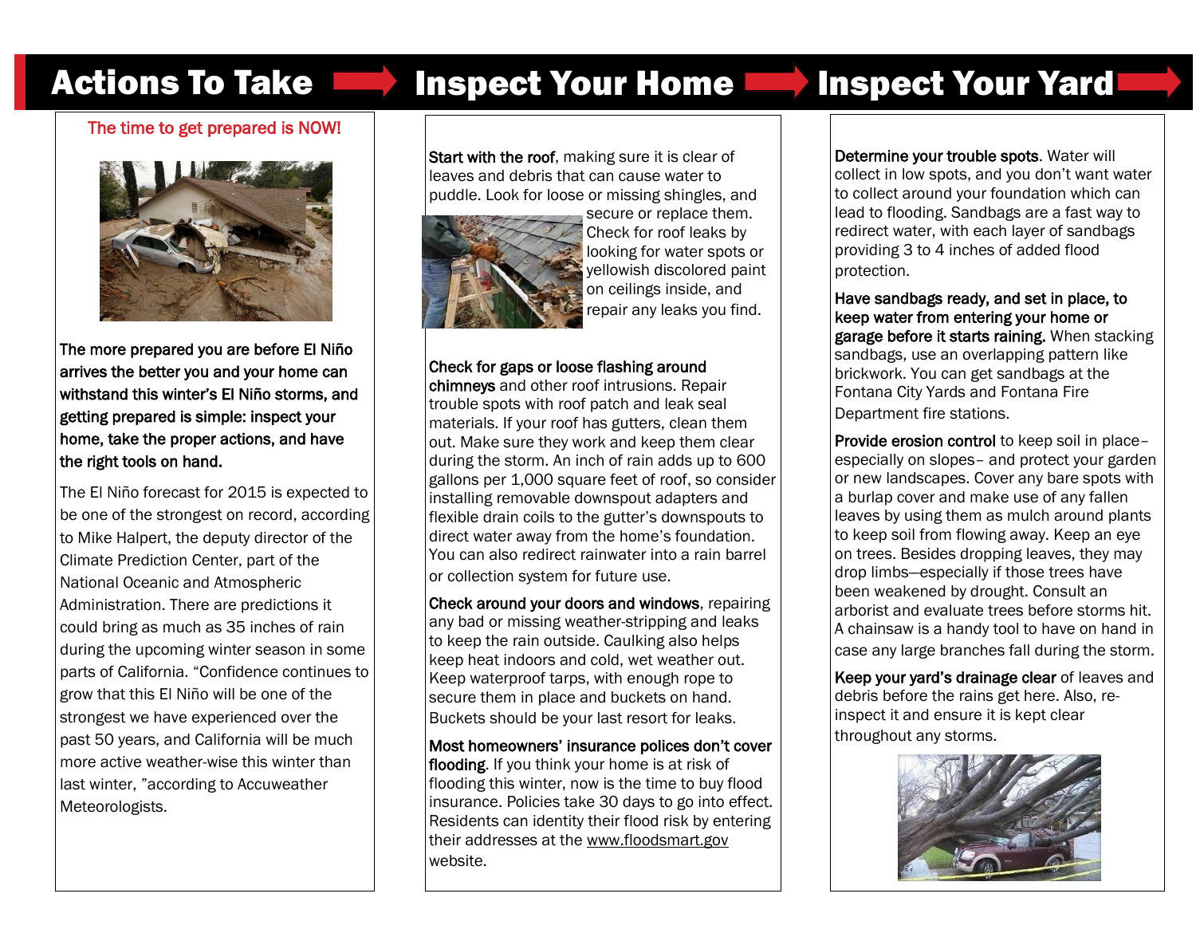# Actions To Take

The time to get prepared is NOW!

**The more prepared you are before El Niño arrives the better you and your home can withstand this winter's El Niño storms, and getting prepared is simple: inspect your home, take the proper actions, and have the right tools on hand.**

The El Niño forecast for 2015 is expected to be one of the strongest on record, according to Mike Halpert, the deputy director of the Climate Prediction Center, part of the National Oceanic and Atmospheric Administration. There are predictions it could bring as much as 35 inches of rain during the upcoming winter season in some parts of California. "Confidence continues to grow that this El Niño will be one of the strongest we have experienced over the past 50 years, and California will be much more active weather-wise this winter than last winter, "according to Accuweather Meteorologists.

# Inspect Your Home

**Start with the roof**, making sure it is clear of leaves and debris that can cause water to puddle. Look for loose or missing shingles, and secure or replace them. Check for roof leaks by looking for water spots or yellowish discolored paint on ceilings inside, and repair any leaks you find.

**Check for gaps or loose flashing around chimneys** and other roof intrusions. Repair trouble spots with roof patch and leak seal materials. If your roof has gutters, clean them out. Make sure they work and keep them clear during the storm. An inch of rain adds up to 600 gallons per 1,000 square feet of roof, so consider installing removable downspout adapters and flexible drain coils to the gutter's downspouts to direct water away from the home's foundation. You can also redirect rainwater into a rain barrel or collection system for future use.

**Check around your doors and windows**, repairing any bad or missing weather-stripping and leaks to keep the rain outside. Caulking also helps keep heat indoors and cold, wet weather out. Keep waterproof tarps, with enough rope to secure them in place and buckets on hand. Buckets should be your last resort for leaks.

**Most homeowners' insurance polices don't cover flooding**. If you think your home is at risk of flooding this winter, now is the time to buy flood insurance. Policies take 30 days to go into effect. Residents can identity their flood risk by entering their addresses at the www.floodsmart.gov website.

# Inspect Your Yard

**Determine your trouble spots**. Water will collect in low spots, and you don't want water to collect around your foundation which can lead to flooding. Sandbags are a fast way to redirect water, with each layer of sandbags providing 3 to 4 inches of added flood protection.

**Have sandbags ready, and set in place, to keep water from entering your home or garage before it starts raining.** When stacking sandbags, use an overlapping pattern like brickwork. You can get sandbags at the Fontana City Yards and Fontana Fire Department fire stations.

**Provide erosion control** to keep soil in place– especially on slopes– and protect your garden or new landscapes. Cover any bare spots with a burlap cover and make use of any fallen leaves by using them as mulch around plants to keep soil from flowing away. Keep an eye on trees. Besides dropping leaves, they may drop limbs—especially if those trees have been weakened by drought. Consult an arborist and evaluate trees before storms hit. A chainsaw is a handy tool to have on hand in case any large branches fall during the storm.

**Keep your yard's drainage clear** of leaves and debris before the rains get here. Also, re-inspect it and ensure it is kept clear throughout any storms.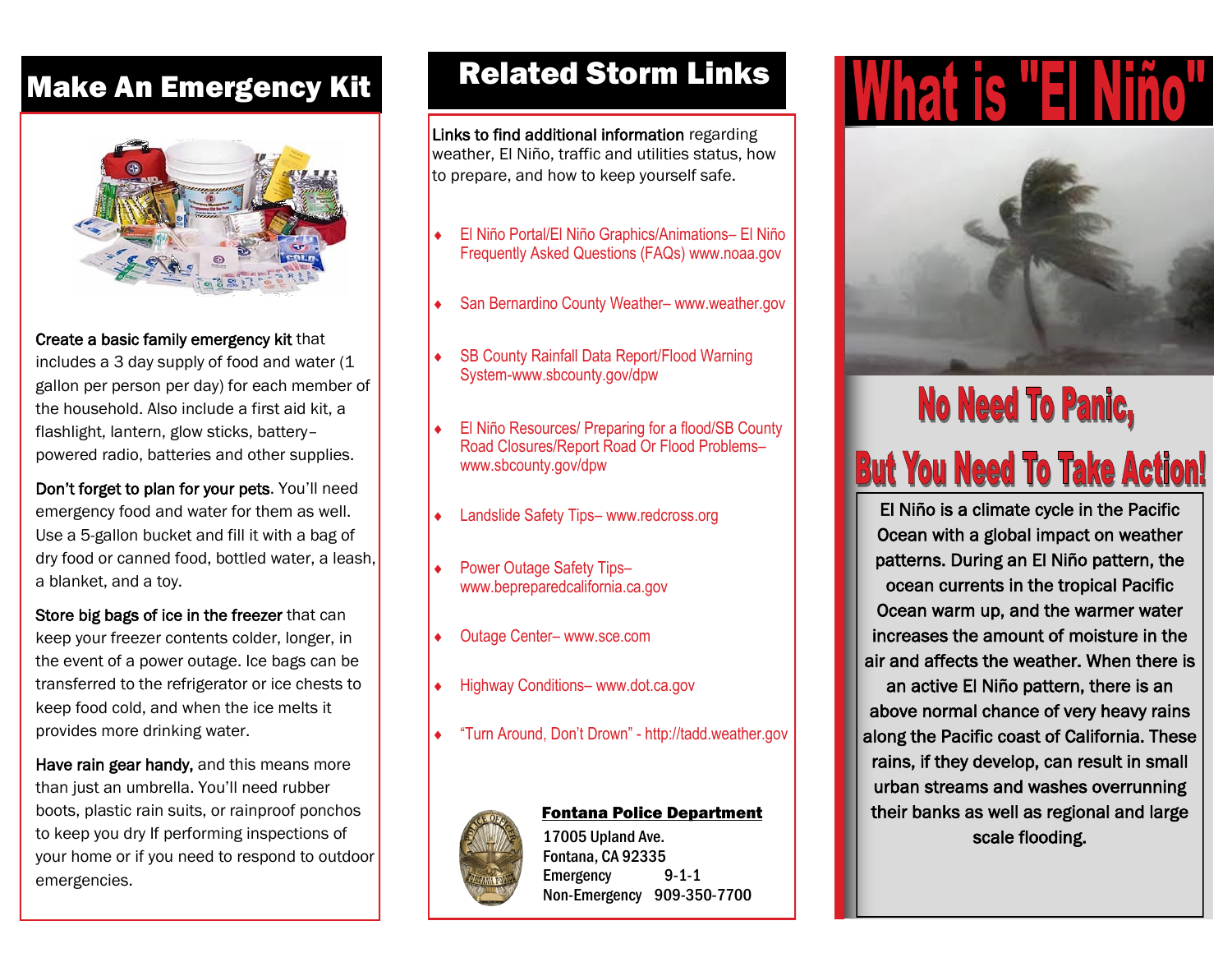## Make An Emergency Kit

**Create a basic family emergency kit** that includes a 3 day supply of food and water (1 gallon per person per day) for each member of the household. Also include a first aid kit, a flashlight, lantern, glow sticks, battery–powered radio, batteries and other supplies.

**Don't forget to plan for your pets**. You'll need emergency food and water for them as well. Use a 5-gallon bucket and fill it with a bag of dry food or canned food, bottled water, a leash, a blanket, and a toy.

**Store big bags of ice in the freezer** that can keep your freezer contents colder, longer, in the event of a power outage. Ice bags can be transferred to the refrigerator or ice chests to keep food cold, and when the ice melts it provides more drinking water.

**Have rain gear handy,** and this means more than just an umbrella. You'll need rubber boots, plastic rain suits, or rainproof ponchos to keep you dry If performing inspections of your home or if you need to respond to outdoor emergencies.

## Related Storm Links

**Links to find additional information** regarding weather, El Niño, traffic and utilities status, how to prepare, and how to keep yourself safe.

- El Niño Portal/El Niño Graphics/Animations– El Niño Frequently Asked Questions (FAQs) www.noaa.gov
- San Bernardino County Weather– www.weather.gov
- SB County Rainfall Data Report/Flood Warning System-www.sbcounty.gov/dpw
- El Niño Resources/ Preparing for a flood/SB County Road Closures/Report Road Or Flood Problems– www.sbcounty.gov/dpw
- Landslide Safety Tips– www.redcross.org
- Power Outage Safety Tips– www.bepreparedcalifornia.ca.gov
- Outage Center– www.sce.com
- Highway Conditions– www.dot.ca.gov
- "Turn Around, Don't Drown" - http://tadd.weather.gov

**Fontana Police Department**
17005 Upland Ave.
Fontana, CA 92335
Emergency 9-1-1
Non-Emergency 909-350-7700

# What is "El Niño"

## No Need To Panic, But You Need To Take Action!

El Niño is a climate cycle in the Pacific Ocean with a global impact on weather patterns. During an El Niño pattern, the ocean currents in the tropical Pacific Ocean warm up, and the warmer water increases the amount of moisture in the air and affects the weather. When there is an active El Niño pattern, there is an above normal chance of very heavy rains along the Pacific coast of California. These rains, if they develop, can result in small urban streams and washes overrunning their banks as well as regional and large scale flooding.